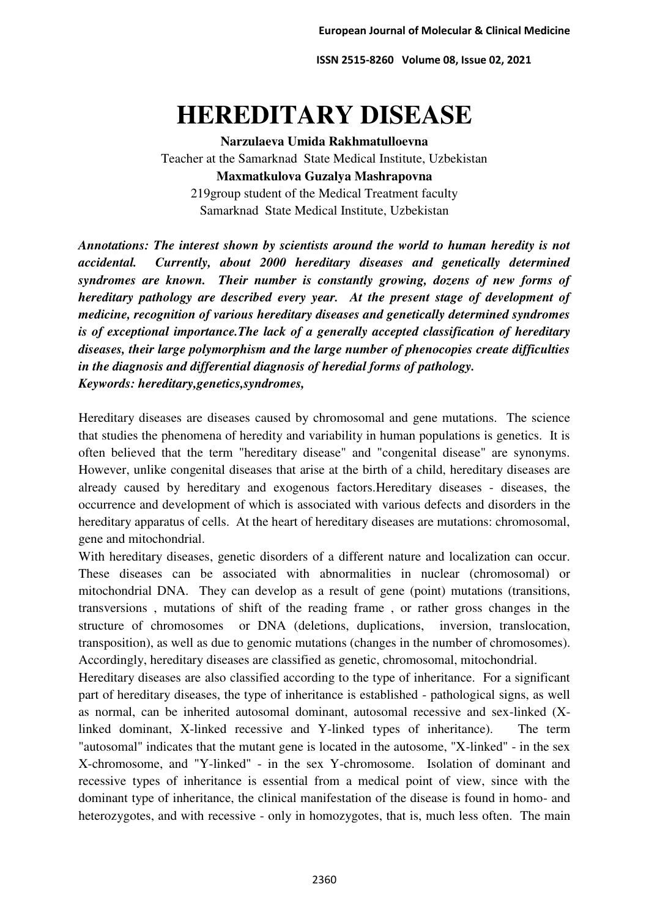# HEREDITARY DISEASE

**Narzulaeva Umida Rakhmatulloevna**

Teacher at the Samarknad State Medical Institute, Uzbekistan

**Maxmatkulova Guzalya Mashrapovna**

219group student of the Medical Treatment faculty

Samarknad State Medical Institute, Uzbekistan

***Annotations: The interest shown by scientists around the world to human heredity is not accidental. Currently, about 2000 hereditary diseases and genetically determined syndromes are known. Their number is constantly growing, dozens of new forms of hereditary pathology are described every year. At the present stage of development of medicine, recognition of various hereditary diseases and genetically determined syndromes is of exceptional importance.The lack of a generally accepted classification of hereditary diseases, their large polymorphism and the large number of phenocopies create difficulties in the diagnosis and differential diagnosis of heredial forms of pathology.***

***Keywords: hereditary,genetics,syndromes,***

Hereditary diseases are diseases caused by chromosomal and gene mutations. The science that studies the phenomena of heredity and variability in human populations is genetics. It is often believed that the term "hereditary disease" and "congenital disease" are synonyms. However, unlike congenital diseases that arise at the birth of a child, hereditary diseases are already caused by hereditary and exogenous factors.Hereditary diseases - diseases, the occurrence and development of which is associated with various defects and disorders in the hereditary apparatus of cells. At the heart of hereditary diseases are mutations: chromosomal, gene and mitochondrial.

With hereditary diseases, genetic disorders of a different nature and localization can occur. These diseases can be associated with abnormalities in nuclear (chromosomal) or mitochondrial DNA. They can develop as a result of gene (point) mutations (transitions, transversions , mutations of shift of the reading frame , or rather gross changes in the structure of chromosomes or DNA (deletions, duplications, inversion, translocation, transposition), as well as due to genomic mutations (changes in the number of chromosomes). Accordingly, hereditary diseases are classified as genetic, chromosomal, mitochondrial.

Hereditary diseases are also classified according to the type of inheritance. For a significant part of hereditary diseases, the type of inheritance is established - pathological signs, as well as normal, can be inherited autosomal dominant, autosomal recessive and sex-linked (X-linked dominant, X-linked recessive and Y-linked types of inheritance). The term "autosomal" indicates that the mutant gene is located in the autosome, "X-linked" - in the sex X-chromosome, and "Y-linked" - in the sex Y-chromosome. Isolation of dominant and recessive types of inheritance is essential from a medical point of view, since with the dominant type of inheritance, the clinical manifestation of the disease is found in homo- and heterozygotes, and with recessive - only in homozygotes, that is, much less often. The main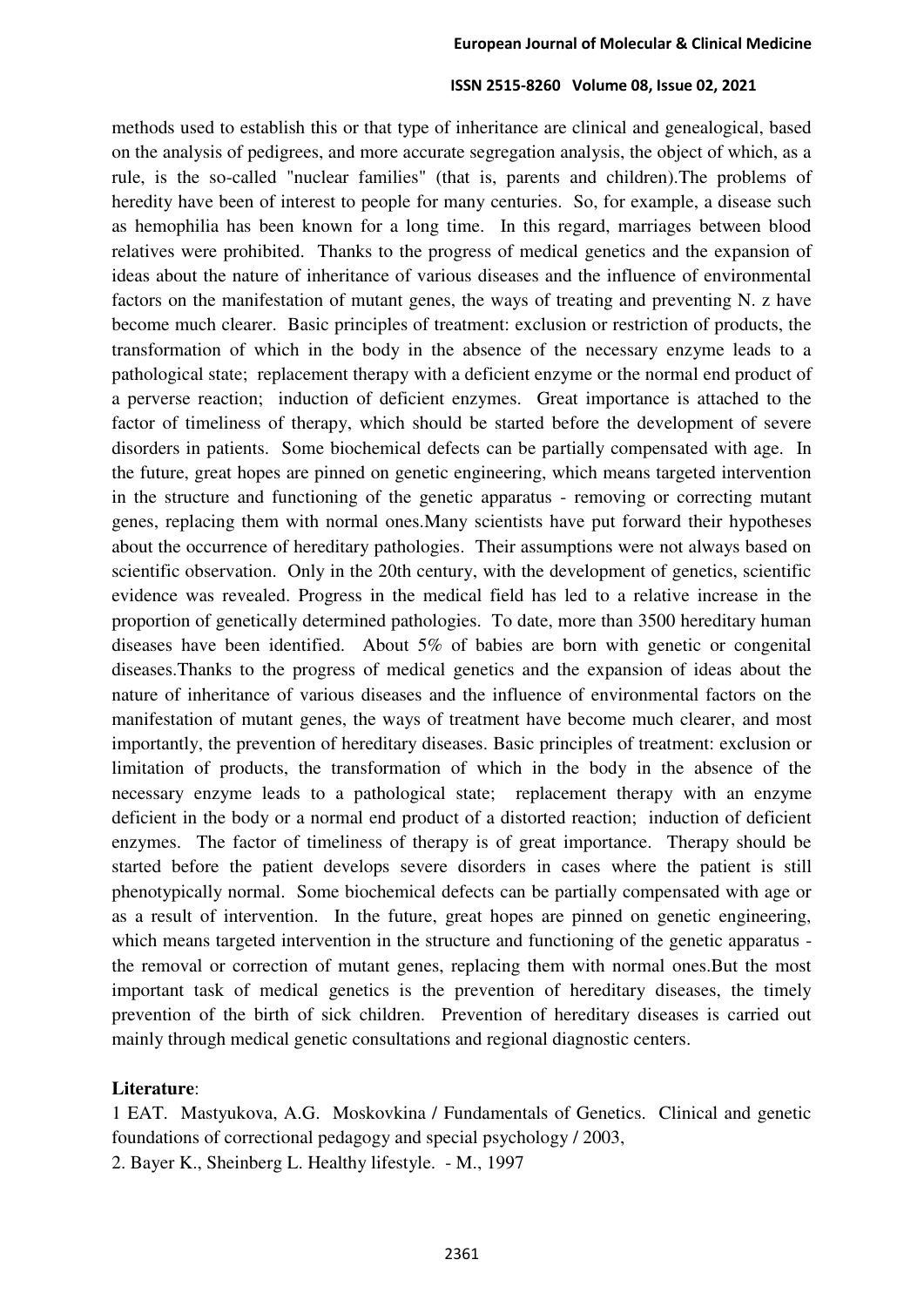methods used to establish this or that type of inheritance are clinical and genealogical, based on the analysis of pedigrees, and more accurate segregation analysis, the object of which, as a rule, is the so-called "nuclear families" (that is, parents and children).The problems of heredity have been of interest to people for many centuries. So, for example, a disease such as hemophilia has been known for a long time. In this regard, marriages between blood relatives were prohibited. Thanks to the progress of medical genetics and the expansion of ideas about the nature of inheritance of various diseases and the influence of environmental factors on the manifestation of mutant genes, the ways of treating and preventing N. z have become much clearer. Basic principles of treatment: exclusion or restriction of products, the transformation of which in the body in the absence of the necessary enzyme leads to a pathological state; replacement therapy with a deficient enzyme or the normal end product of a perverse reaction; induction of deficient enzymes. Great importance is attached to the factor of timeliness of therapy, which should be started before the development of severe disorders in patients. Some biochemical defects can be partially compensated with age. In the future, great hopes are pinned on genetic engineering, which means targeted intervention in the structure and functioning of the genetic apparatus - removing or correcting mutant genes, replacing them with normal ones.Many scientists have put forward their hypotheses about the occurrence of hereditary pathologies. Their assumptions were not always based on scientific observation. Only in the 20th century, with the development of genetics, scientific evidence was revealed. Progress in the medical field has led to a relative increase in the proportion of genetically determined pathologies. To date, more than 3500 hereditary human diseases have been identified. About 5% of babies are born with genetic or congenital diseases.Thanks to the progress of medical genetics and the expansion of ideas about the nature of inheritance of various diseases and the influence of environmental factors on the manifestation of mutant genes, the ways of treatment have become much clearer, and most importantly, the prevention of hereditary diseases. Basic principles of treatment: exclusion or limitation of products, the transformation of which in the body in the absence of the necessary enzyme leads to a pathological state; replacement therapy with an enzyme deficient in the body or a normal end product of a distorted reaction; induction of deficient enzymes. The factor of timeliness of therapy is of great importance. Therapy should be started before the patient develops severe disorders in cases where the patient is still phenotypically normal. Some biochemical defects can be partially compensated with age or as a result of intervention. In the future, great hopes are pinned on genetic engineering, which means targeted intervention in the structure and functioning of the genetic apparatus - the removal or correction of mutant genes, replacing them with normal ones.But the most important task of medical genetics is the prevention of hereditary diseases, the timely prevention of the birth of sick children. Prevention of hereditary diseases is carried out mainly through medical genetic consultations and regional diagnostic centers.

**Literature**:

1 EAT. Mastyukova, A.G. Moskovkina / Fundamentals of Genetics. Clinical and genetic foundations of correctional pedagogy and special psychology / 2003,

2. Bayer K., Sheinberg L. Healthy lifestyle. - M., 1997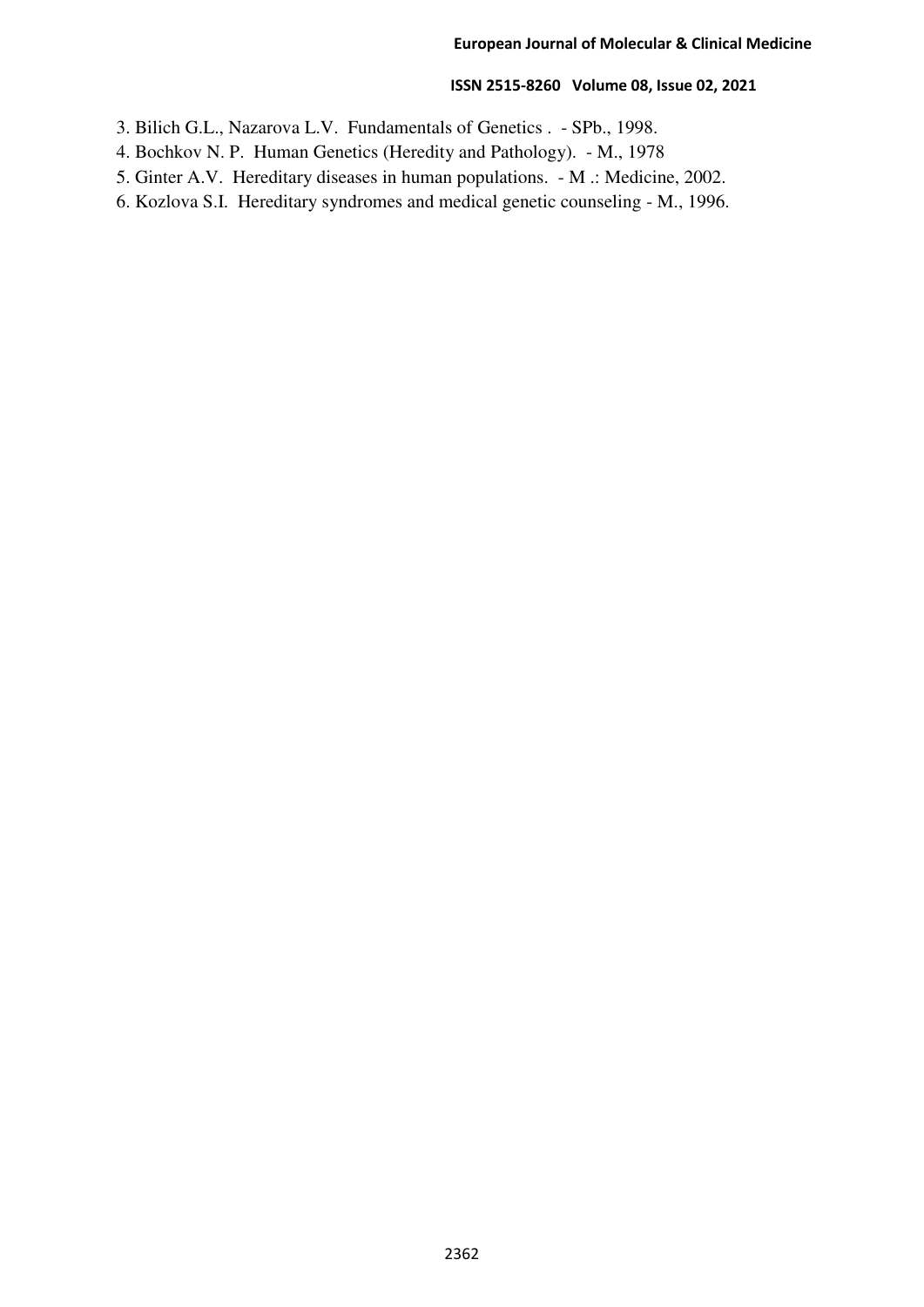3. Bilich G.L., Nazarova L.V. Fundamentals of Genetics . - SPb., 1998.
4. Bochkov N. P. Human Genetics (Heredity and Pathology). - M., 1978
5. Ginter A.V. Hereditary diseases in human populations. - M .: Medicine, 2002.
6. Kozlova S.I. Hereditary syndromes and medical genetic counseling - M., 1996.